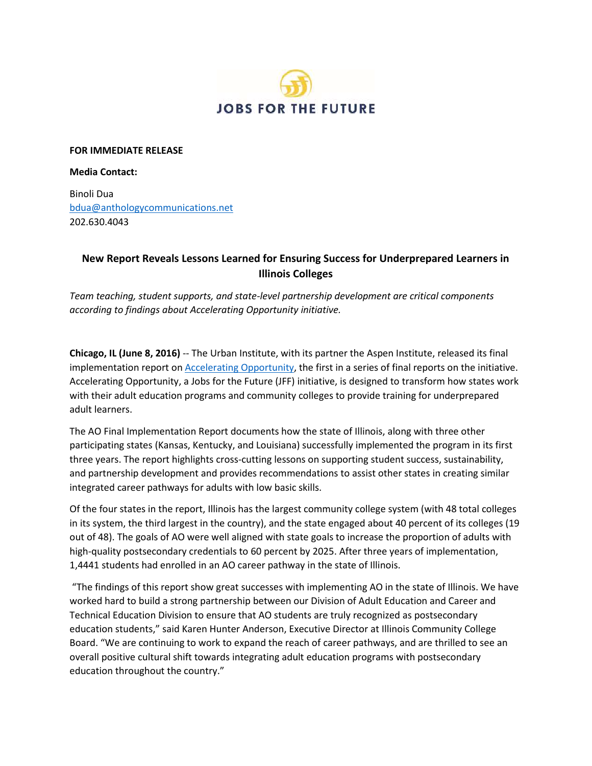JOBS FOR THE FUTURE

**FOR IMMEDIATE RELEASE**

**Media Contact:**

Binoli Dua
[bdua@anthologycommunications.net](mailto:bdua@anthologycommunications.net)
202.630.4043

## New Report Reveals Lessons Learned for Ensuring Success for Underprepared Learners in Illinois Colleges

*Team teaching, student supports, and state-level partnership development are critical components according to findings about Accelerating Opportunity initiative.*

**Chicago, IL (June 8, 2016)** -- The Urban Institute, with its partner the Aspen Institute, released its final implementation report on [Accelerating Opportunity](), the first in a series of final reports on the initiative. Accelerating Opportunity, a Jobs for the Future (JFF) initiative, is designed to transform how states work with their adult education programs and community colleges to provide training for underprepared adult learners.

The AO Final Implementation Report documents how the state of Illinois, along with three other participating states (Kansas, Kentucky, and Louisiana) successfully implemented the program in its first three years. The report highlights cross-cutting lessons on supporting student success, sustainability, and partnership development and provides recommendations to assist other states in creating similar integrated career pathways for adults with low basic skills.

Of the four states in the report, Illinois has the largest community college system (with 48 total colleges in its system, the third largest in the country), and the state engaged about 40 percent of its colleges (19 out of 48). The goals of AO were well aligned with state goals to increase the proportion of adults with high-quality postsecondary credentials to 60 percent by 2025. After three years of implementation, 1,4441 students had enrolled in an AO career pathway in the state of Illinois.

"The findings of this report show great successes with implementing AO in the state of Illinois. We have worked hard to build a strong partnership between our Division of Adult Education and Career and Technical Education Division to ensure that AO students are truly recognized as postsecondary education students," said Karen Hunter Anderson, Executive Director at Illinois Community College Board. "We are continuing to work to expand the reach of career pathways, and are thrilled to see an overall positive cultural shift towards integrating adult education programs with postsecondary education throughout the country."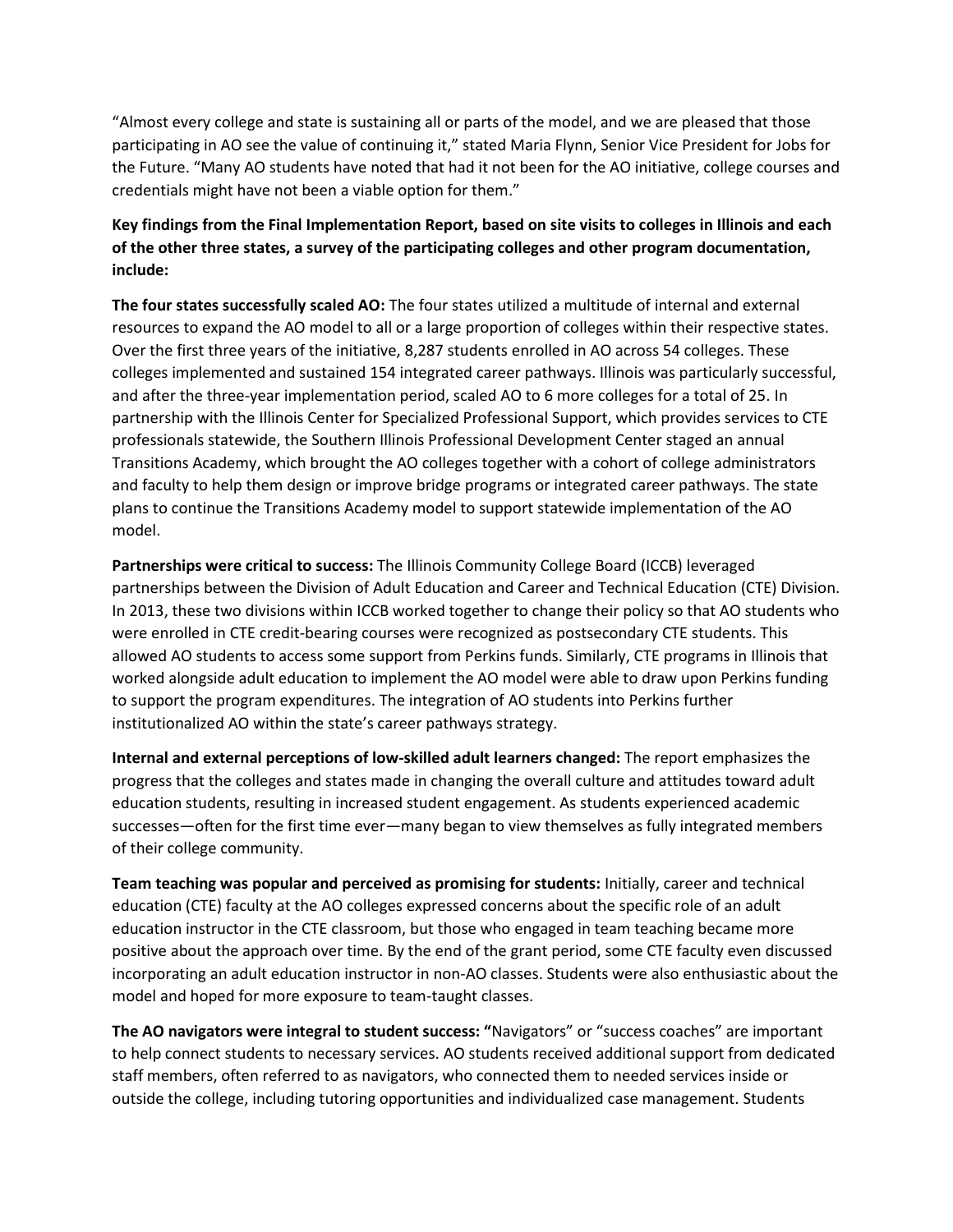"Almost every college and state is sustaining all or parts of the model, and we are pleased that those participating in AO see the value of continuing it," stated Maria Flynn, Senior Vice President for Jobs for the Future. "Many AO students have noted that had it not been for the AO initiative, college courses and credentials might have not been a viable option for them."

**Key findings from the Final Implementation Report, based on site visits to colleges in Illinois and each of the other three states, a survey of the participating colleges and other program documentation, include:**

**The four states successfully scaled AO:** The four states utilized a multitude of internal and external resources to expand the AO model to all or a large proportion of colleges within their respective states. Over the first three years of the initiative, 8,287 students enrolled in AO across 54 colleges. These colleges implemented and sustained 154 integrated career pathways. Illinois was particularly successful, and after the three-year implementation period, scaled AO to 6 more colleges for a total of 25. In partnership with the Illinois Center for Specialized Professional Support, which provides services to CTE professionals statewide, the Southern Illinois Professional Development Center staged an annual Transitions Academy, which brought the AO colleges together with a cohort of college administrators and faculty to help them design or improve bridge programs or integrated career pathways. The state plans to continue the Transitions Academy model to support statewide implementation of the AO model.

**Partnerships were critical to success:** The Illinois Community College Board (ICCB) leveraged partnerships between the Division of Adult Education and Career and Technical Education (CTE) Division. In 2013, these two divisions within ICCB worked together to change their policy so that AO students who were enrolled in CTE credit-bearing courses were recognized as postsecondary CTE students. This allowed AO students to access some support from Perkins funds. Similarly, CTE programs in Illinois that worked alongside adult education to implement the AO model were able to draw upon Perkins funding to support the program expenditures. The integration of AO students into Perkins further institutionalized AO within the state's career pathways strategy.

**Internal and external perceptions of low-skilled adult learners changed:** The report emphasizes the progress that the colleges and states made in changing the overall culture and attitudes toward adult education students, resulting in increased student engagement. As students experienced academic successes—often for the first time ever—many began to view themselves as fully integrated members of their college community.

**Team teaching was popular and perceived as promising for students:** Initially, career and technical education (CTE) faculty at the AO colleges expressed concerns about the specific role of an adult education instructor in the CTE classroom, but those who engaged in team teaching became more positive about the approach over time. By the end of the grant period, some CTE faculty even discussed incorporating an adult education instructor in non-AO classes. Students were also enthusiastic about the model and hoped for more exposure to team-taught classes.

**The AO navigators were integral to student success:** "Navigators" or "success coaches" are important to help connect students to necessary services. AO students received additional support from dedicated staff members, often referred to as navigators, who connected them to needed services inside or outside the college, including tutoring opportunities and individualized case management. Students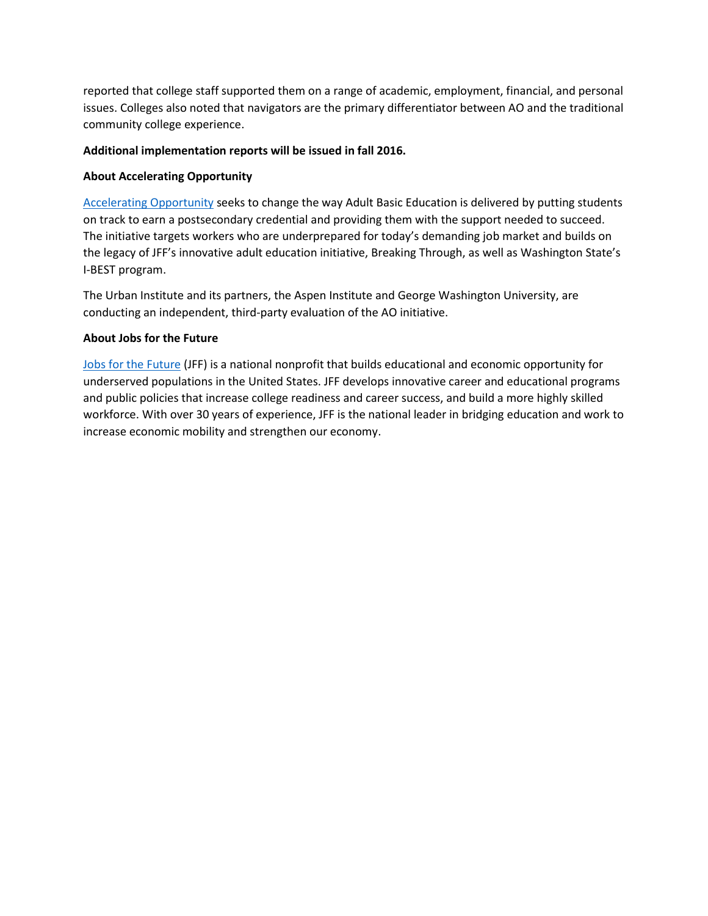reported that college staff supported them on a range of academic, employment, financial, and personal issues. Colleges also noted that navigators are the primary differentiator between AO and the traditional community college experience.

**Additional implementation reports will be issued in fall 2016.**

**About Accelerating Opportunity**

Accelerating Opportunity seeks to change the way Adult Basic Education is delivered by putting students on track to earn a postsecondary credential and providing them with the support needed to succeed. The initiative targets workers who are underprepared for today's demanding job market and builds on the legacy of JFF's innovative adult education initiative, Breaking Through, as well as Washington State's I-BEST program.

The Urban Institute and its partners, the Aspen Institute and George Washington University, are conducting an independent, third-party evaluation of the AO initiative.

**About Jobs for the Future**

Jobs for the Future (JFF) is a national nonprofit that builds educational and economic opportunity for underserved populations in the United States. JFF develops innovative career and educational programs and public policies that increase college readiness and career success, and build a more highly skilled workforce. With over 30 years of experience, JFF is the national leader in bridging education and work to increase economic mobility and strengthen our economy.